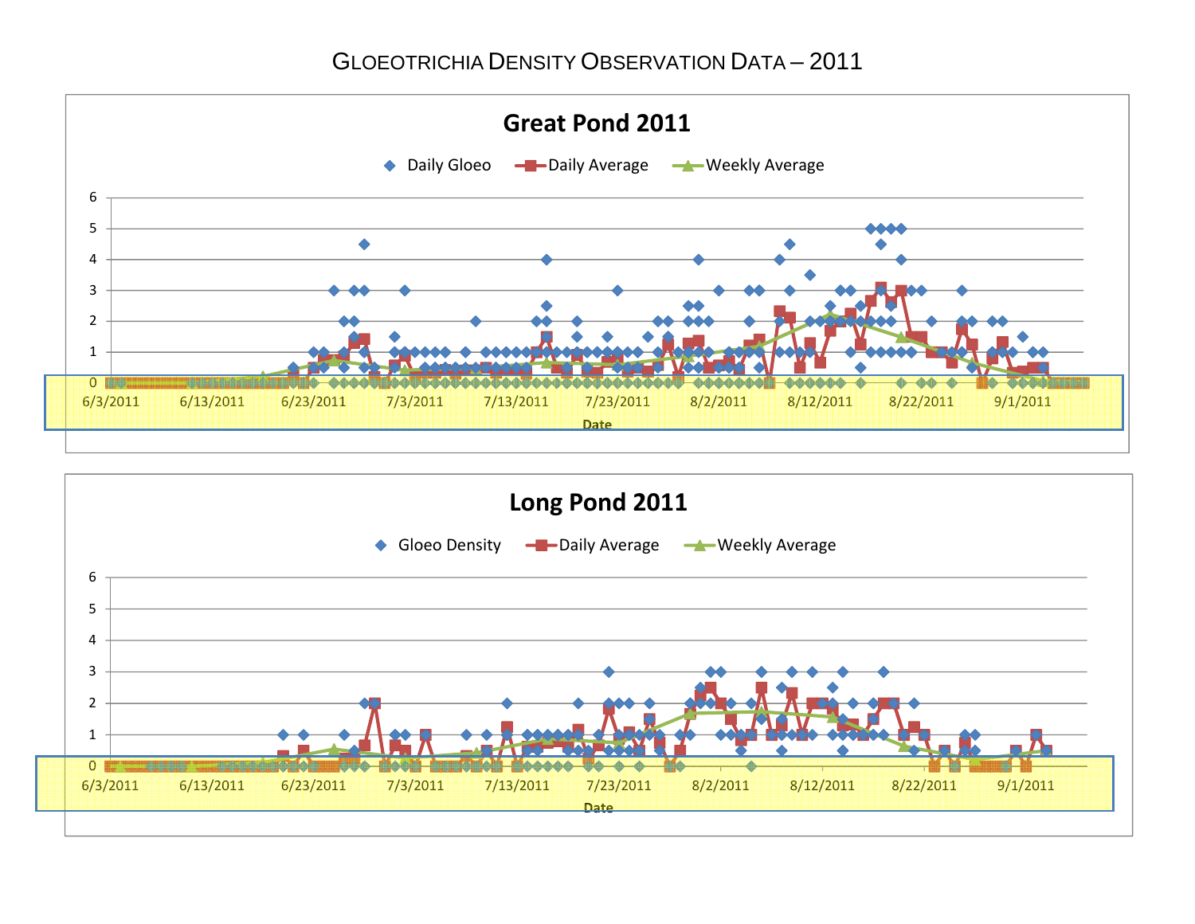# GLOEOTRICHIA DENSITY OBSERVATION DATA – 2011

## Great Pond 2011

Daily Gloeo | Daily Average | Weekly Average

Date

## Long Pond 2011

Gloeo Density | Daily Average | Weekly Average

Date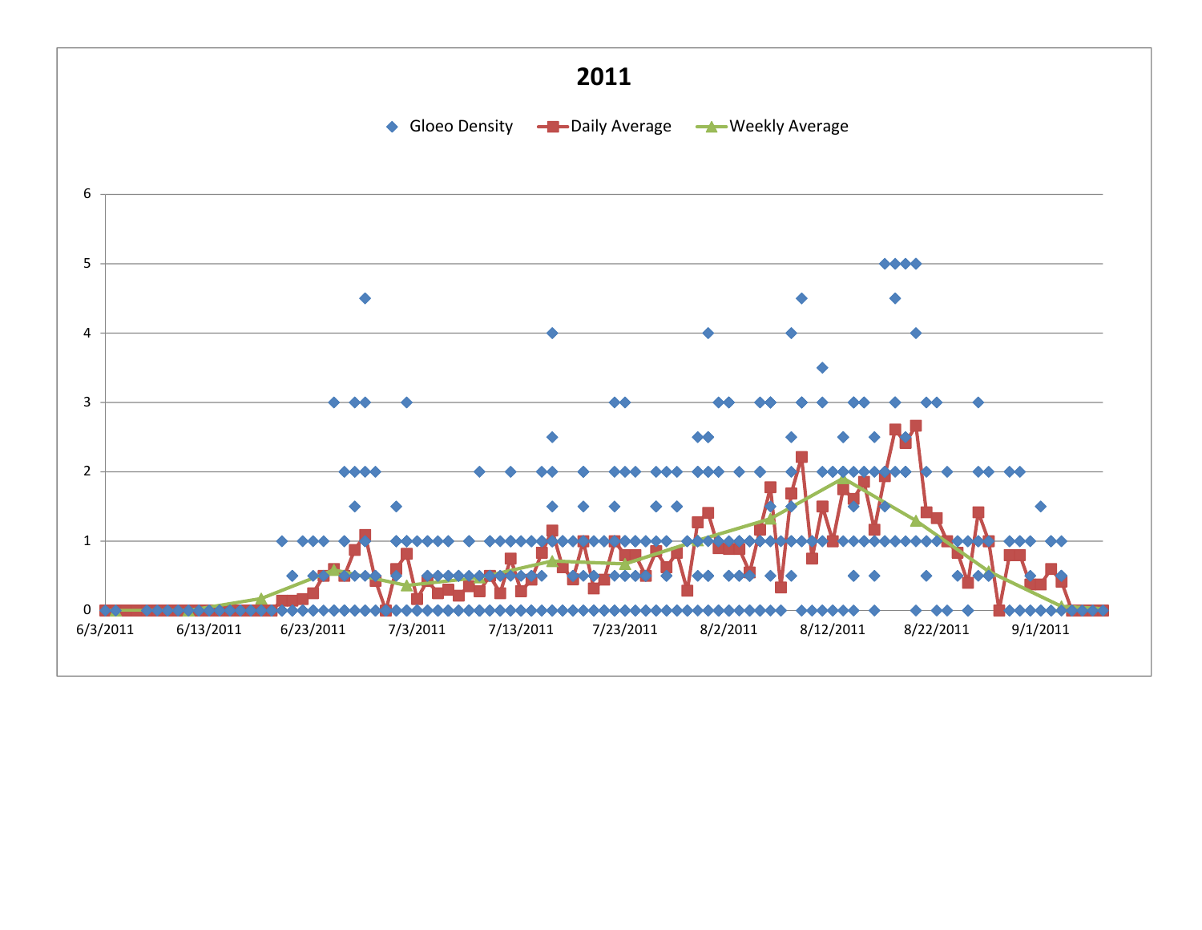# 2011

Gloeo Density | Daily Average | Weekly Average

| | |
|---|---|
| 6 | |
| 5 | |
| 4 | |
| 3 | |
| 2 | |
| 1 | |
| 0 | |

6/3/2011 6/13/2011 6/23/2011 7/3/2011 7/13/2011 7/23/2011 8/2/2011 8/12/2011 8/22/2011 9/1/2011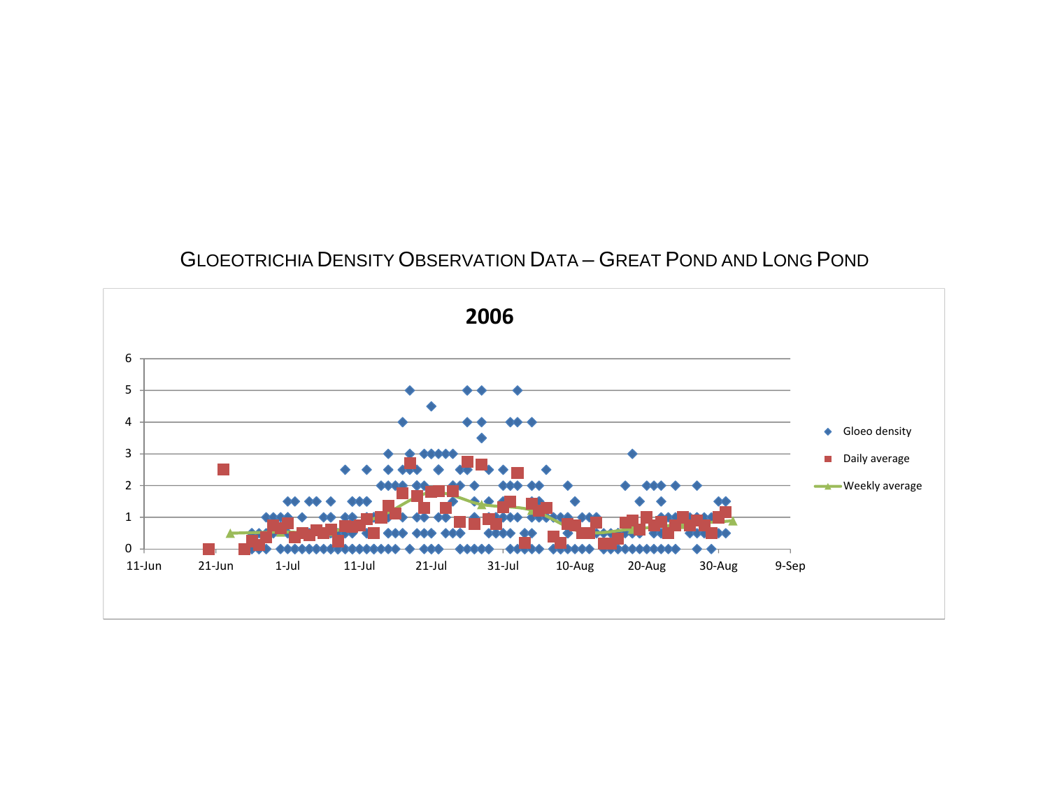# GLOEOTRICHIA DENSITY OBSERVATION DATA – GREAT POND AND LONG POND

**2006**

Legend: Gloeo density; Daily average; Weekly average

Y-axis: 0, 1, 2, 3, 4, 5, 6

X-axis: 11-Jun, 21-Jun, 1-Jul, 11-Jul, 21-Jul, 31-Jul, 10-Aug, 20-Aug, 30-Aug, 9-Sep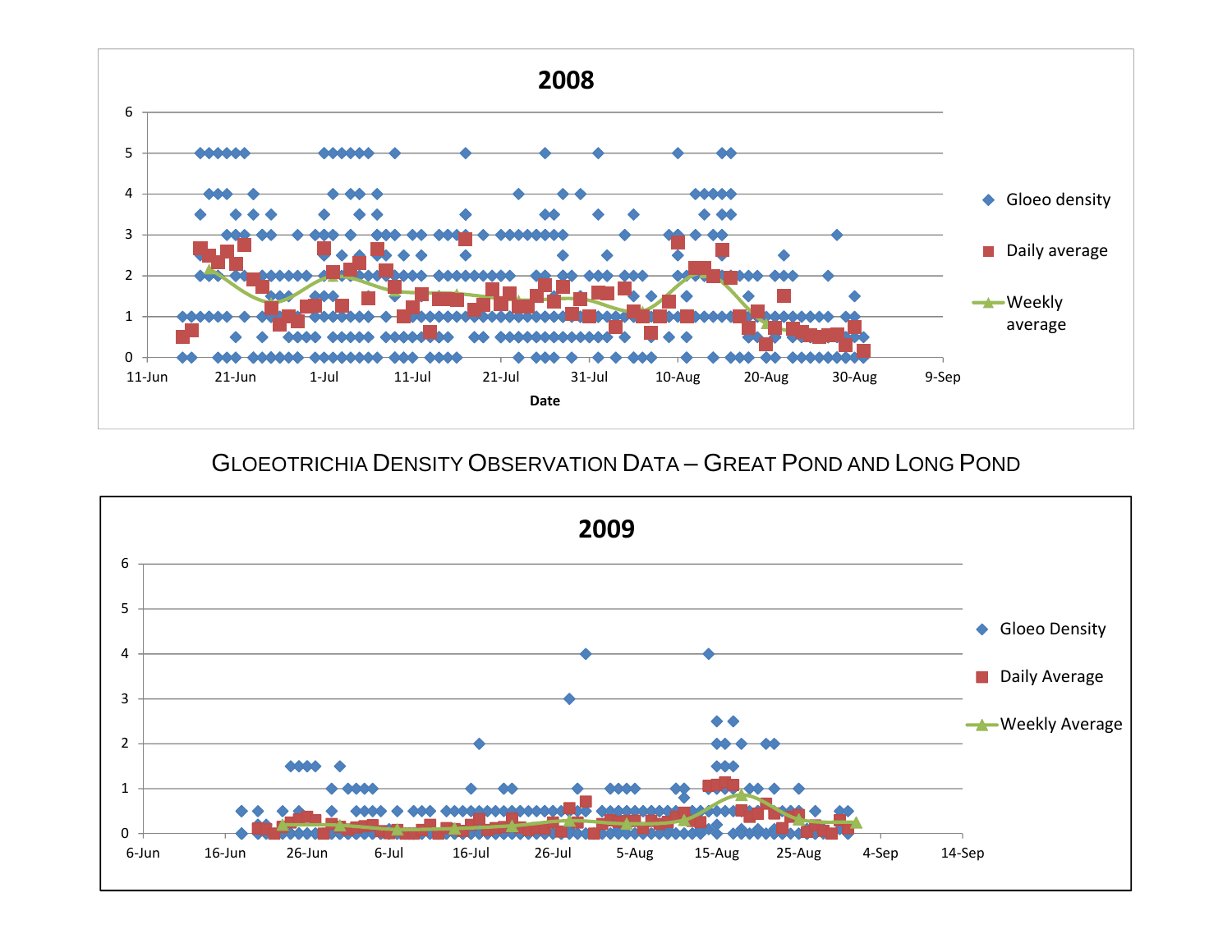GLOEOTRICHIA DENSITY OBSERVATION DATA – GREAT POND AND LONG POND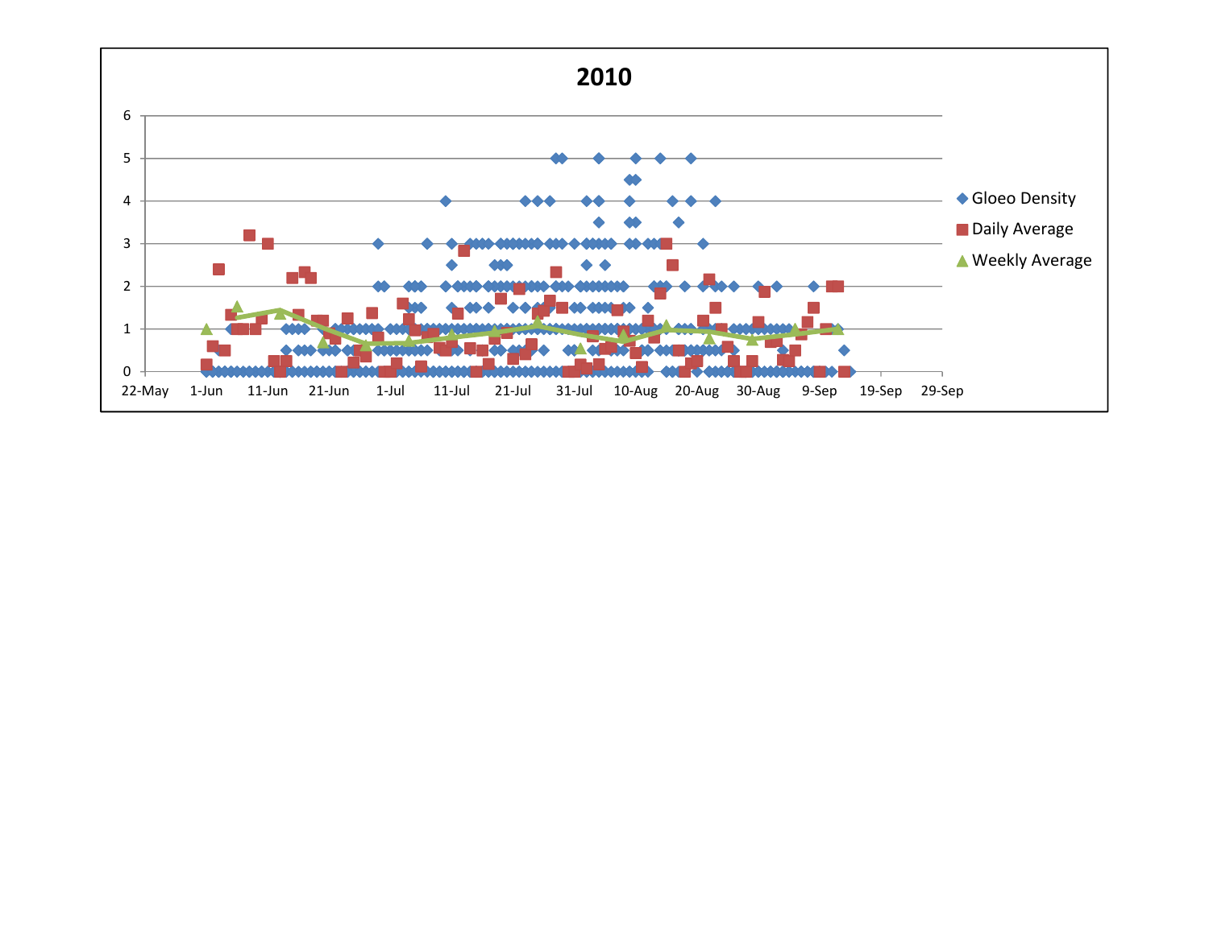# 2010

Gloeo Density

Daily Average

Weekly Average

0, 1, 2, 3, 4, 5, 6

22-May, 1-Jun, 11-Jun, 21-Jun, 1-Jul, 11-Jul, 21-Jul, 31-Jul, 10-Aug, 20-Aug, 30-Aug, 9-Sep, 19-Sep, 29-Sep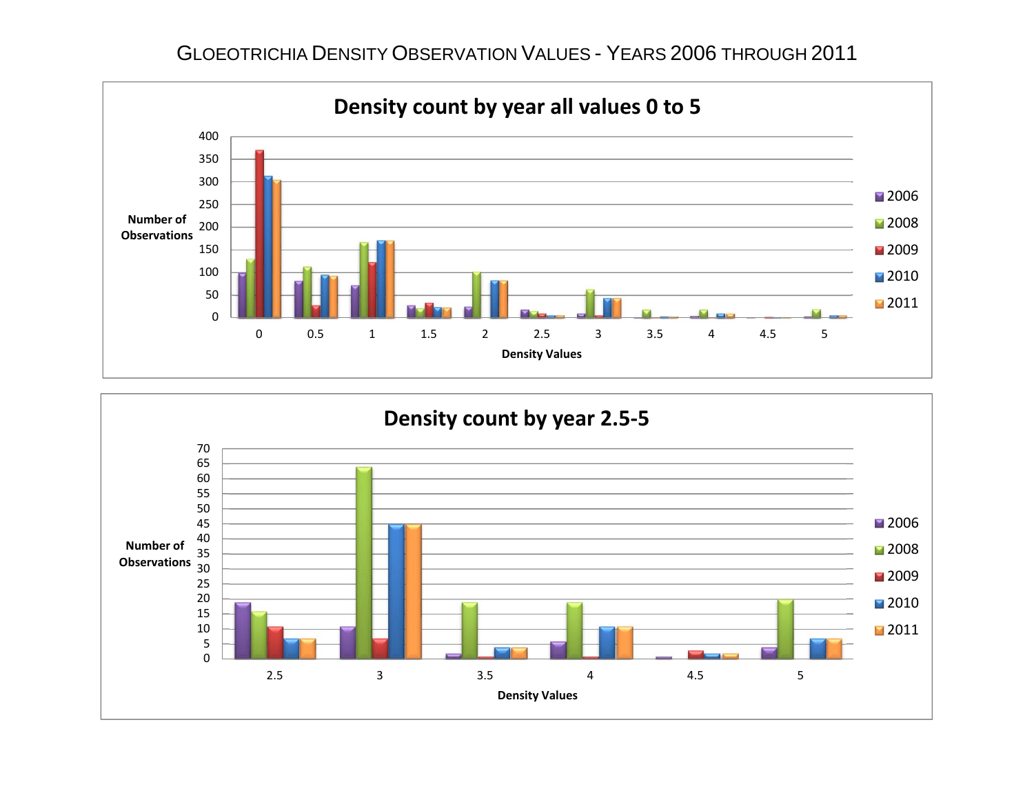# Gloeotrichia Density Observation Values - Years 2006 through 2011

**Density count by year all values 0 to 5**

Number of Observations

Density Values

2006, 2008, 2009, 2010, 2011

**Density count by year 2.5-5**

Number of Observations

Density Values

2006, 2008, 2009, 2010, 2011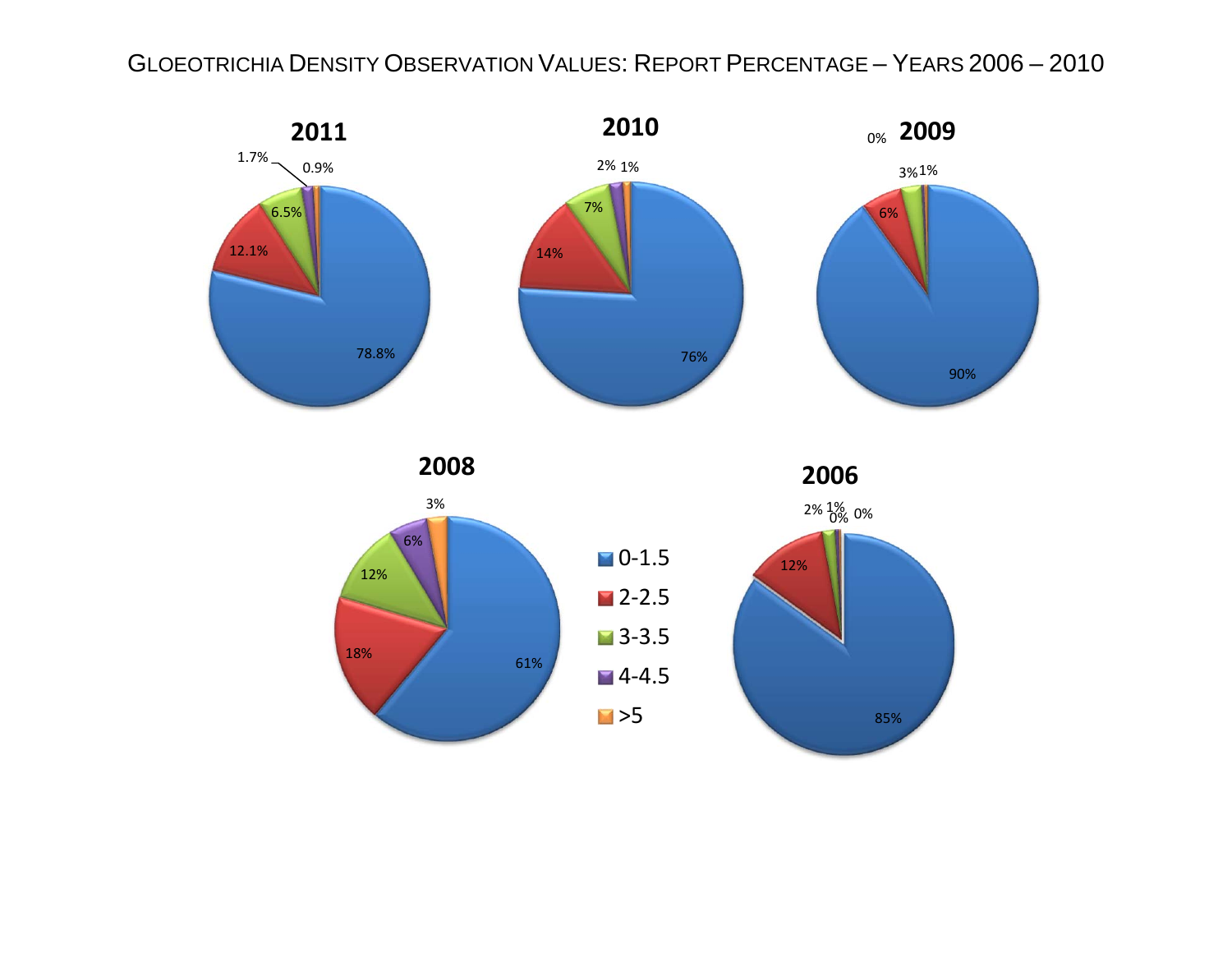# Gloeotrichia Density Observation Values: Report Percentage – Years 2006 – 2010

**2011**

| Density | Percentage |
|---|---|
| 0-1.5 | 78.8% |
| 2-2.5 | 12.1% |
| 3-3.5 | 6.5% |
| 4-4.5 | 1.7% |
| >5 | 0.9% |

**2010**

| Density | Percentage |
|---|---|
| 0-1.5 | 76% |
| 2-2.5 | 14% |
| 3-3.5 | 7% |
| 4-4.5 | 2% |
| >5 | 1% |

**2009**

| Density | Percentage |
|---|---|
| 0-1.5 | 90% |
| 2-2.5 | 6% |
| 3-3.5 | 3% |
| 4-4.5 | 1% |
| >5 | 0% |

**2008**

| Density | Percentage |
|---|---|
| 0-1.5 | 61% |
| 2-2.5 | 18% |
| 3-3.5 | 12% |
| 4-4.5 | 6% |
| >5 | 3% |

**2006**

| Density | Percentage |
|---|---|
| 0-1.5 | 85% |
| 2-2.5 | 12% |
| 3-3.5 | 2% |
| 4-4.5 | 1% |
| >5 | 0% |

Additional 0% label shown on 2006 chart.

Legend: 0-1.5, 2-2.5, 3-3.5, 4-4.5, >5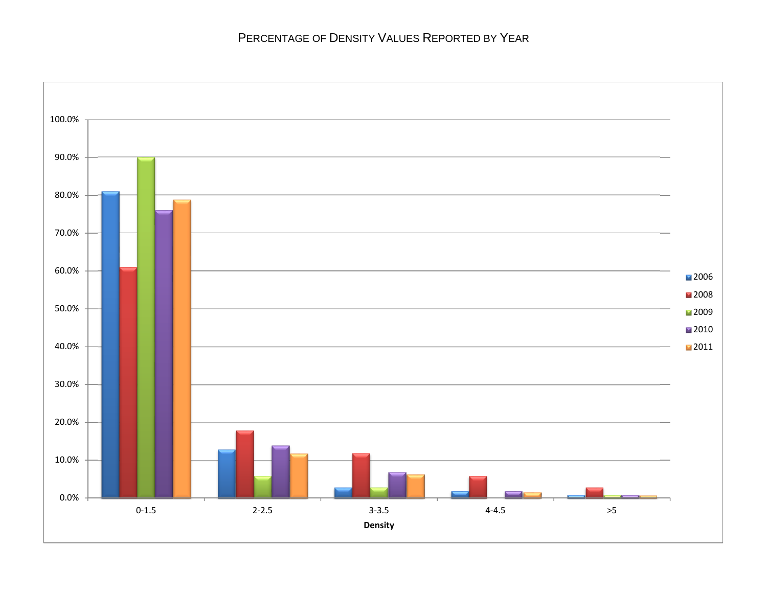Percentage of Density Values Reported by Year

100.0%
90.0%
80.0%
70.0%
60.0%
50.0%
40.0%
30.0%
20.0%
10.0%
0.0%

0-1.5
2-2.5
3-3.5
4-4.5
>5

Density

2006
2008
2009
2010
2011